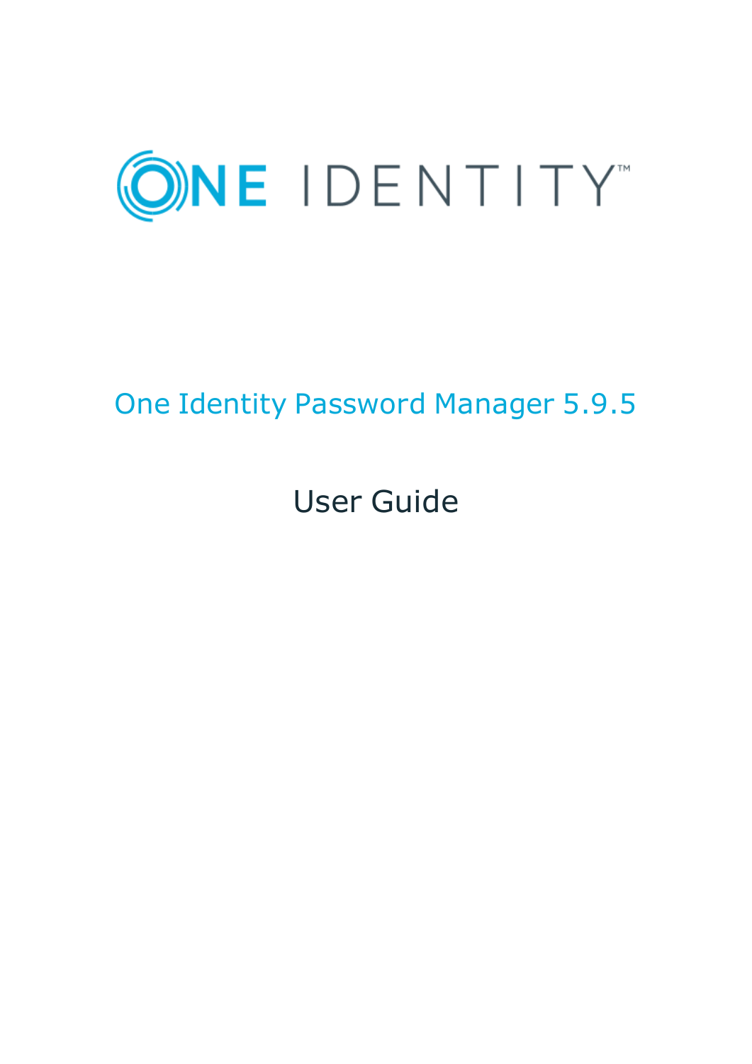ONE IDENTITY™

# One Identity Password Manager 5.9.5

## User Guide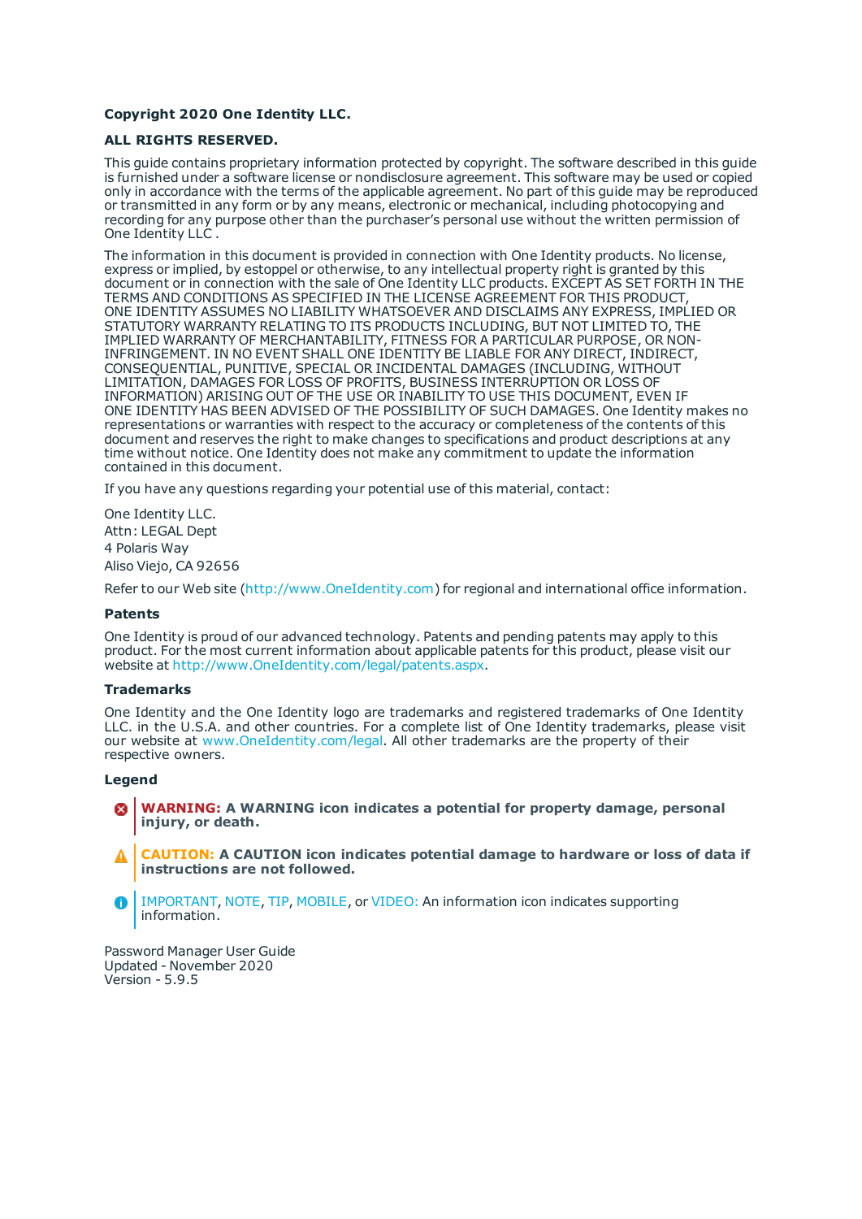**Copyright 2020 One Identity LLC.**

**ALL RIGHTS RESERVED.**

This guide contains proprietary information protected by copyright. The software described in this guide is furnished under a software license or nondisclosure agreement. This software may be used or copied only in accordance with the terms of the applicable agreement. No part of this guide may be reproduced or transmitted in any form or by any means, electronic or mechanical, including photocopying and recording for any purpose other than the purchaser's personal use without the written permission of One Identity LLC .

The information in this document is provided in connection with One Identity products. No license, express or implied, by estoppel or otherwise, to any intellectual property right is granted by this document or in connection with the sale of One Identity LLC products. EXCEPT AS SET FORTH IN THE TERMS AND CONDITIONS AS SPECIFIED IN THE LICENSE AGREEMENT FOR THIS PRODUCT, ONE IDENTITY ASSUMES NO LIABILITY WHATSOEVER AND DISCLAIMS ANY EXPRESS, IMPLIED OR STATUTORY WARRANTY RELATING TO ITS PRODUCTS INCLUDING, BUT NOT LIMITED TO, THE IMPLIED WARRANTY OF MERCHANTABILITY, FITNESS FOR A PARTICULAR PURPOSE, OR NON-INFRINGEMENT. IN NO EVENT SHALL ONE IDENTITY BE LIABLE FOR ANY DIRECT, INDIRECT, CONSEQUENTIAL, PUNITIVE, SPECIAL OR INCIDENTAL DAMAGES (INCLUDING, WITHOUT LIMITATION, DAMAGES FOR LOSS OF PROFITS, BUSINESS INTERRUPTION OR LOSS OF INFORMATION) ARISING OUT OF THE USE OR INABILITY TO USE THIS DOCUMENT, EVEN IF ONE IDENTITY HAS BEEN ADVISED OF THE POSSIBILITY OF SUCH DAMAGES. One Identity makes no representations or warranties with respect to the accuracy or completeness of the contents of this document and reserves the right to make changes to specifications and product descriptions at any time without notice. One Identity does not make any commitment to update the information contained in this document.

If you have any questions regarding your potential use of this material, contact:

One Identity LLC.
Attn: LEGAL Dept
4 Polaris Way
Aliso Viejo, CA 92656

Refer to our Web site (http://www.OneIdentity.com) for regional and international office information.

**Patents**

One Identity is proud of our advanced technology. Patents and pending patents may apply to this product. For the most current information about applicable patents for this product, please visit our website at http://www.OneIdentity.com/legal/patents.aspx.

**Trademarks**

One Identity and the One Identity logo are trademarks and registered trademarks of One Identity LLC. in the U.S.A. and other countries. For a complete list of One Identity trademarks, please visit our website at www.OneIdentity.com/legal. All other trademarks are the property of their respective owners.

**Legend**

**WARNING: A WARNING icon indicates a potential for property damage, personal injury, or death.**

**CAUTION: A CAUTION icon indicates potential damage to hardware or loss of data if instructions are not followed.**

IMPORTANT, NOTE, TIP, MOBILE, or VIDEO: An information icon indicates supporting information.

Password Manager User Guide
Updated - November 2020
Version - 5.9.5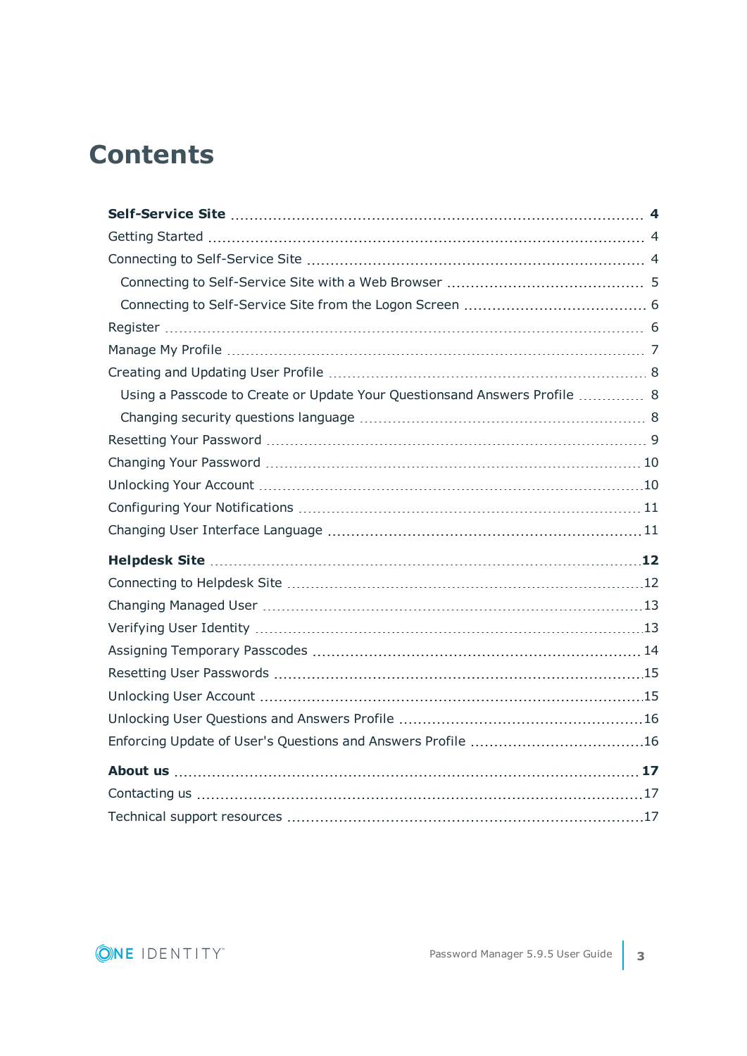# Contents

**Self-Service Site** .......... **4**

Getting Started .......... 4

Connecting to Self-Service Site .......... 4

- Connecting to Self-Service Site with a Web Browser .......... 5
- Connecting to Self-Service Site from the Logon Screen .......... 6

Register .......... 6

Manage My Profile .......... 7

Creating and Updating User Profile .......... 8

- Using a Passcode to Create or Update Your Questionsand Answers Profile .......... 8
- Changing security questions language .......... 8

Resetting Your Password .......... 9

Changing Your Password .......... 10

Unlocking Your Account .......... 10

Configuring Your Notifications .......... 11

Changing User Interface Language .......... 11

**Helpdesk Site** .......... **12**

Connecting to Helpdesk Site .......... 12

Changing Managed User .......... 13

Verifying User Identity .......... 13

Assigning Temporary Passcodes .......... 14

Resetting User Passwords .......... 15

Unlocking User Account .......... 15

Unlocking User Questions and Answers Profile .......... 16

Enforcing Update of User's Questions and Answers Profile .......... 16

**About us** .......... **17**

Contacting us .......... 17

Technical support resources .......... 17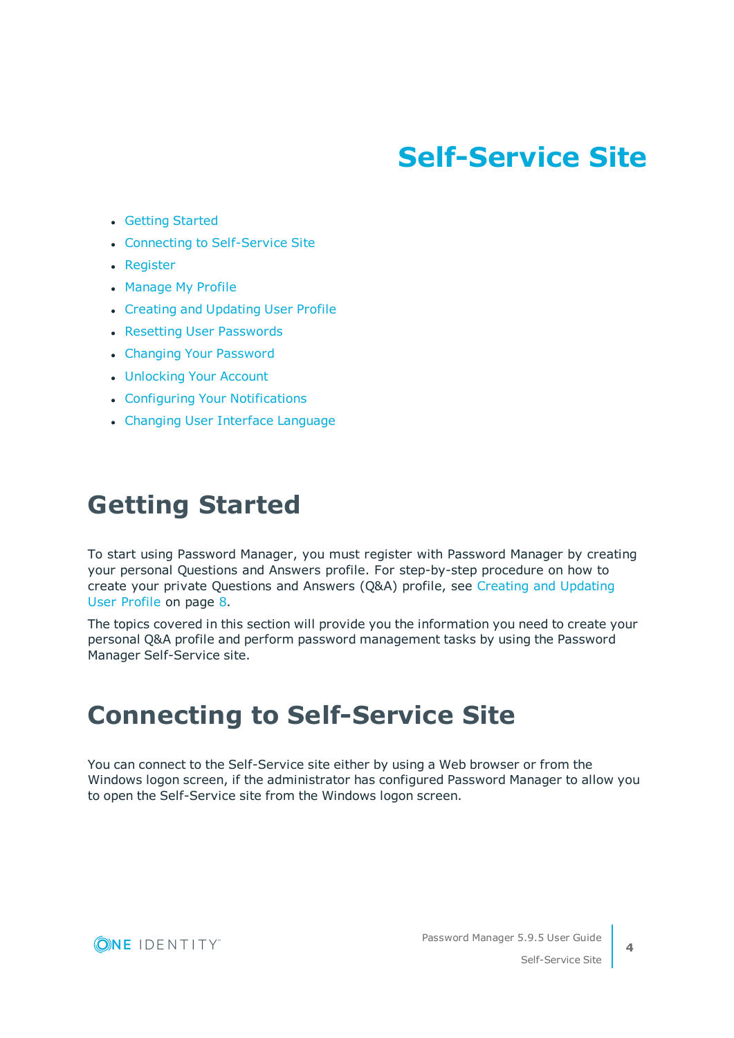# Self-Service Site

- Getting Started
- Connecting to Self-Service Site
- Register
- Manage My Profile
- Creating and Updating User Profile
- Resetting User Passwords
- Changing Your Password
- Unlocking Your Account
- Configuring Your Notifications
- Changing User Interface Language

## Getting Started

To start using Password Manager, you must register with Password Manager by creating your personal Questions and Answers profile. For step-by-step procedure on how to create your private Questions and Answers (Q&A) profile, see Creating and Updating User Profile on page 8.

The topics covered in this section will provide you the information you need to create your personal Q&A profile and perform password management tasks by using the Password Manager Self-Service site.

## Connecting to Self-Service Site

You can connect to the Self-Service site either by using a Web browser or from the Windows logon screen, if the administrator has configured Password Manager to allow you to open the Self-Service site from the Windows logon screen.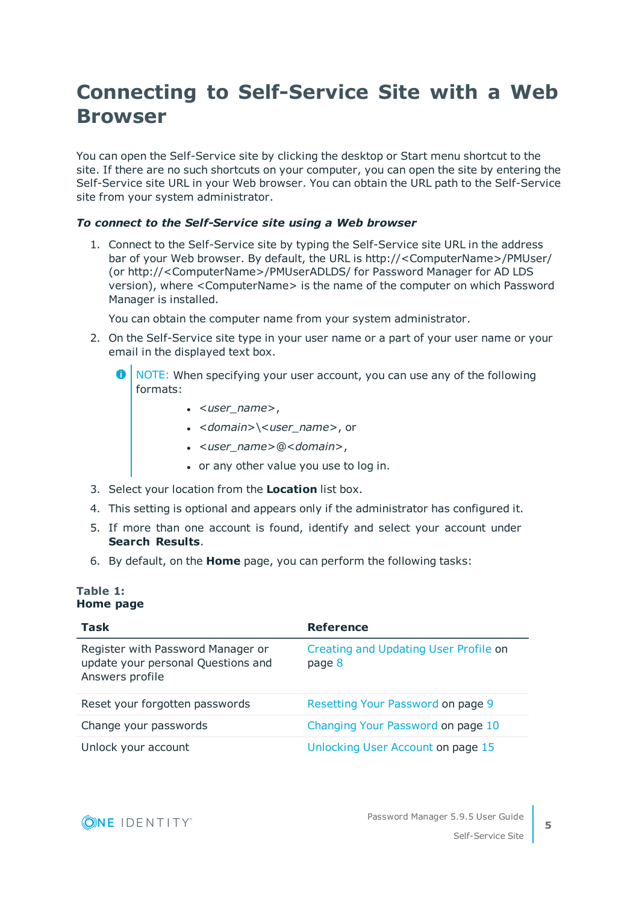# Connecting to Self-Service Site with a Web Browser

You can open the Self-Service site by clicking the desktop or Start menu shortcut to the site. If there are no such shortcuts on your computer, you can open the site by entering the Self-Service site URL in your Web browser. You can obtain the URL path to the Self-Service site from your system administrator.

***To connect to the Self-Service site using a Web browser***

1. Connect to the Self-Service site by typing the Self-Service site URL in the address bar of your Web browser. By default, the URL is http://<ComputerName>/PMUser/ (or http://<ComputerName>/PMUserADLDS/ for Password Manager for AD LDS version), where <ComputerName> is the name of the computer on which Password Manager is installed.

   You can obtain the computer name from your system administrator.

2. On the Self-Service site type in your user name or a part of your user name or your email in the displayed text box.

   NOTE: When specifying your user account, you can use any of the following formats:

   - *<user_name>*,
   - *<domain>\<user_name>*, or
   - *<user_name>@<domain>*,
   - or any other value you use to log in.

3. Select your location from the **Location** list box.
4. This setting is optional and appears only if the administrator has configured it.
5. If more than one account is found, identify and select your account under **Search Results**.
6. By default, on the **Home** page, you can perform the following tasks:

**Table 1:**
**Home page**

| Task | Reference |
|---|---|
| Register with Password Manager or update your personal Questions and Answers profile | Creating and Updating User Profile on page 8 |
| Reset your forgotten passwords | Resetting Your Password on page 9 |
| Change your passwords | Changing Your Password on page 10 |
| Unlock your account | Unlocking User Account on page 15 |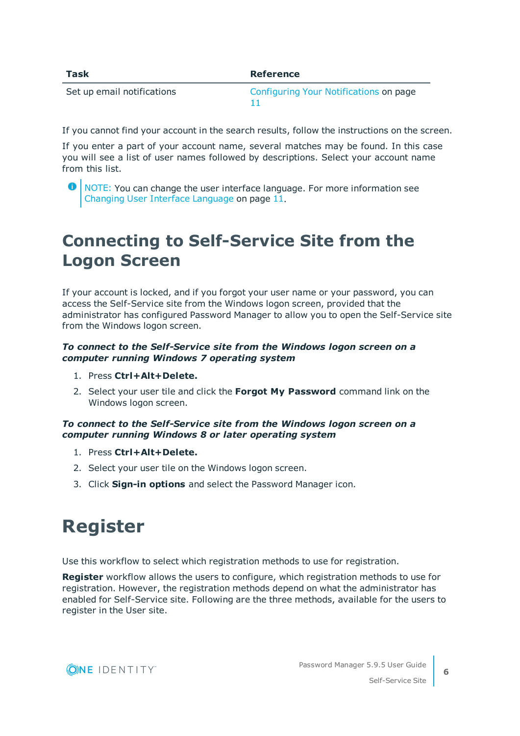| Task | Reference |
|---|---|
| Set up email notifications | Configuring Your Notifications on page 11 |

If you cannot find your account in the search results, follow the instructions on the screen.

If you enter a part of your account name, several matches may be found. In this case you will see a list of user names followed by descriptions. Select your account name from this list.

NOTE: You can change the user interface language. For more information see Changing User Interface Language on page 11.

# Connecting to Self-Service Site from the Logon Screen

If your account is locked, and if you forgot your user name or your password, you can access the Self-Service site from the Windows logon screen, provided that the administrator has configured Password Manager to allow you to open the Self-Service site from the Windows logon screen.

***To connect to the Self-Service site from the Windows logon screen on a computer running Windows 7 operating system***

1. Press **Ctrl+Alt+Delete.**
2. Select your user tile and click the **Forgot My Password** command link on the Windows logon screen.

***To connect to the Self-Service site from the Windows logon screen on a computer running Windows 8 or later operating system***

1. Press **Ctrl+Alt+Delete.**
2. Select your user tile on the Windows logon screen.
3. Click **Sign-in options** and select the Password Manager icon.

# Register

Use this workflow to select which registration methods to use for registration.

**Register** workflow allows the users to configure, which registration methods to use for registration. However, the registration methods depend on what the administrator has enabled for Self-Service site. Following are the three methods, available for the users to register in the User site.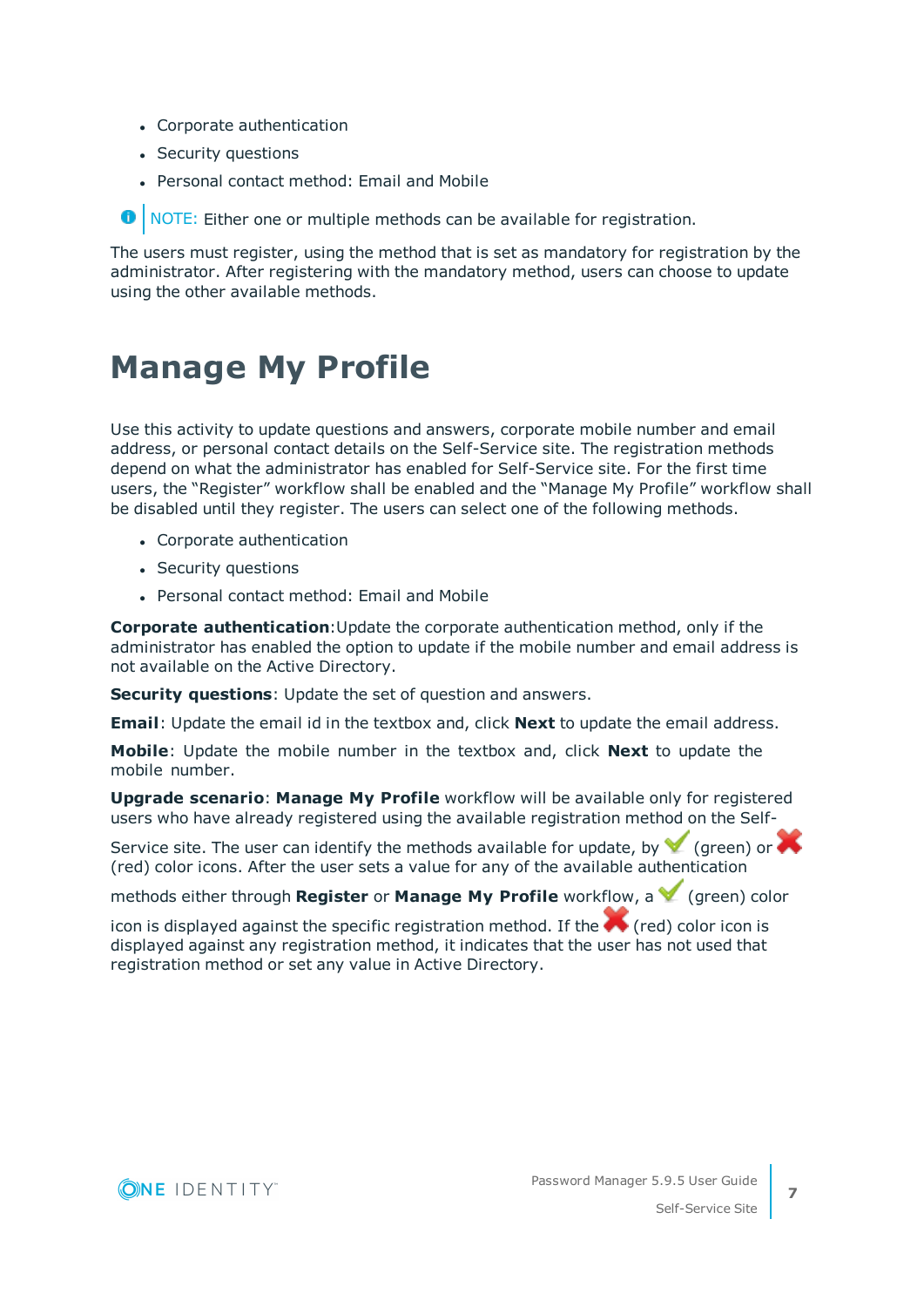- Corporate authentication
- Security questions
- Personal contact method: Email and Mobile

NOTE: Either one or multiple methods can be available for registration.

The users must register, using the method that is set as mandatory for registration by the administrator. After registering with the mandatory method, users can choose to update using the other available methods.

# Manage My Profile

Use this activity to update questions and answers, corporate mobile number and email address, or personal contact details on the Self-Service site. The registration methods depend on what the administrator has enabled for Self-Service site. For the first time users, the "Register" workflow shall be enabled and the "Manage My Profile" workflow shall be disabled until they register. The users can select one of the following methods.

- Corporate authentication
- Security questions
- Personal contact method: Email and Mobile

**Corporate authentication**:Update the corporate authentication method, only if the administrator has enabled the option to update if the mobile number and email address is not available on the Active Directory.

**Security questions**: Update the set of question and answers.

**Email**: Update the email id in the textbox and, click **Next** to update the email address.

**Mobile**: Update the mobile number in the textbox and, click **Next** to update the mobile number.

**Upgrade scenario**: **Manage My Profile** workflow will be available only for registered users who have already registered using the available registration method on the Self-Service site. The user can identify the methods available for update, by ✔ (green) or ✖ (red) color icons. After the user sets a value for any of the available authentication methods either through **Register** or **Manage My Profile** workflow, a ✔ (green) color icon is displayed against the specific registration method. If the ✖ (red) color icon is displayed against any registration method, it indicates that the user has not used that registration method or set any value in Active Directory.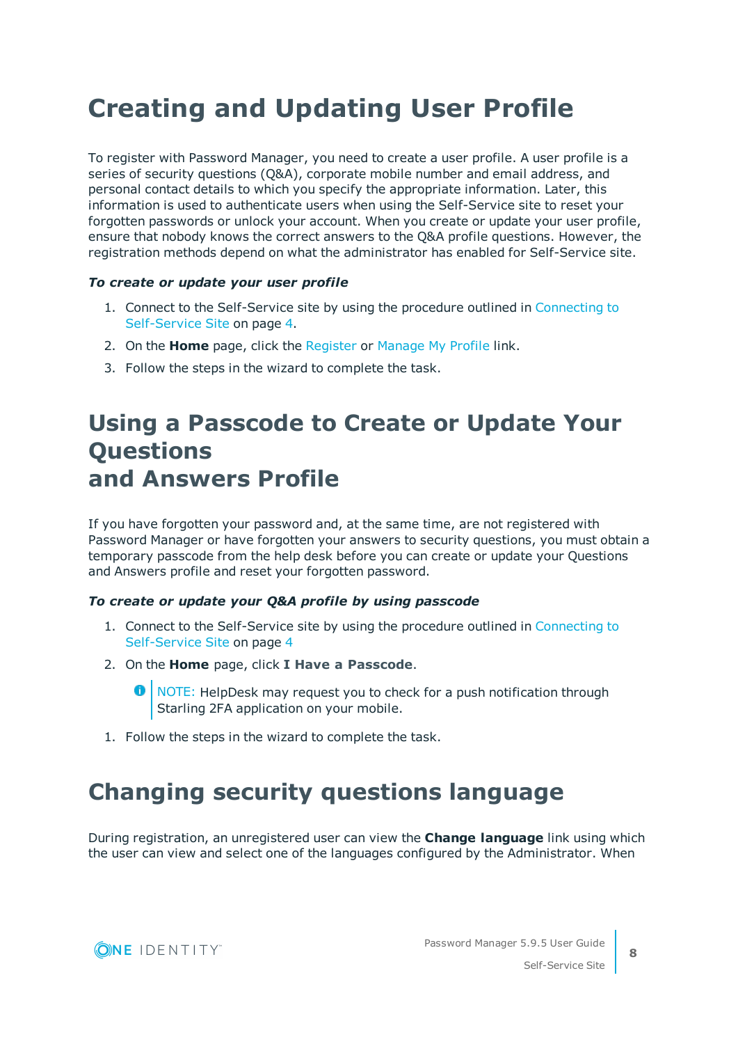# Creating and Updating User Profile

To register with Password Manager, you need to create a user profile. A user profile is a series of security questions (Q&A), corporate mobile number and email address, and personal contact details to which you specify the appropriate information. Later, this information is used to authenticate users when using the Self-Service site to reset your forgotten passwords or unlock your account. When you create or update your user profile, ensure that nobody knows the correct answers to the Q&A profile questions. However, the registration methods depend on what the administrator has enabled for Self-Service site.

***To create or update your user profile***

1. Connect to the Self-Service site by using the procedure outlined in Connecting to Self-Service Site on page 4.
2. On the **Home** page, click the Register or Manage My Profile link.
3. Follow the steps in the wizard to complete the task.

# Using a Passcode to Create or Update Your Questions and Answers Profile

If you have forgotten your password and, at the same time, are not registered with Password Manager or have forgotten your answers to security questions, you must obtain a temporary passcode from the help desk before you can create or update your Questions and Answers profile and reset your forgotten password.

***To create or update your Q&A profile by using passcode***

1. Connect to the Self-Service site by using the procedure outlined in Connecting to Self-Service Site on page 4
2. On the **Home** page, click **I Have a Passcode**.

   NOTE: HelpDesk may request you to check for a push notification through Starling 2FA application on your mobile.

1. Follow the steps in the wizard to complete the task.

# Changing security questions language

During registration, an unregistered user can view the **Change language** link using which the user can view and select one of the languages configured by the Administrator. When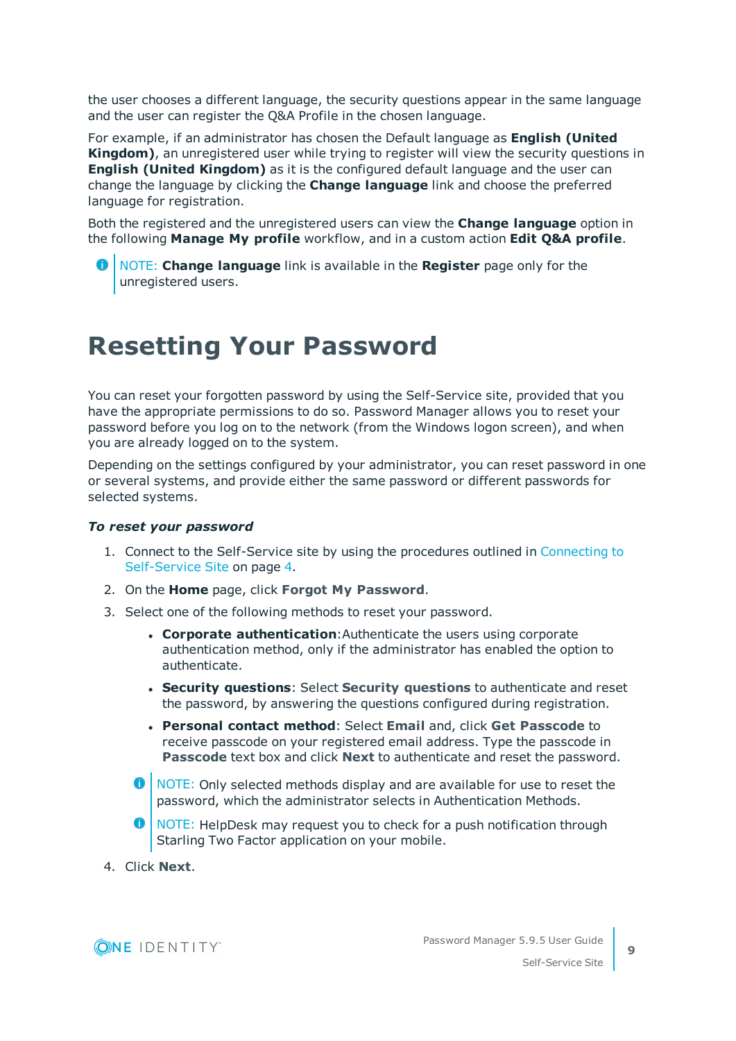the user chooses a different language, the security questions appear in the same language and the user can register the Q&A Profile in the chosen language.

For example, if an administrator has chosen the Default language as **English (United Kingdom)**, an unregistered user while trying to register will view the security questions in **English (United Kingdom)** as it is the configured default language and the user can change the language by clicking the **Change language** link and choose the preferred language for registration.

Both the registered and the unregistered users can view the **Change language** option in the following **Manage My profile** workflow, and in a custom action **Edit Q&A profile**.

> NOTE: **Change language** link is available in the **Register** page only for the unregistered users.

# Resetting Your Password

You can reset your forgotten password by using the Self-Service site, provided that you have the appropriate permissions to do so. Password Manager allows you to reset your password before you log on to the network (from the Windows logon screen), and when you are already logged on to the system.

Depending on the settings configured by your administrator, you can reset password in one or several systems, and provide either the same password or different passwords for selected systems.

***To reset your password***

1. Connect to the Self-Service site by using the procedures outlined in Connecting to Self-Service Site on page 4.
2. On the **Home** page, click **Forgot My Password**.
3. Select one of the following methods to reset your password.
   - **Corporate authentication**:Authenticate the users using corporate authentication method, only if the administrator has enabled the option to authenticate.
   - **Security questions**: Select **Security questions** to authenticate and reset the password, by answering the questions configured during registration.
   - **Personal contact method**: Select **Email** and, click **Get Passcode** to receive passcode on your registered email address. Type the passcode in **Passcode** text box and click **Next** to authenticate and reset the password.

   > NOTE: Only selected methods display and are available for use to reset the password, which the administrator selects in Authentication Methods.

   > NOTE: HelpDesk may request you to check for a push notification through Starling Two Factor application on your mobile.
4. Click **Next**.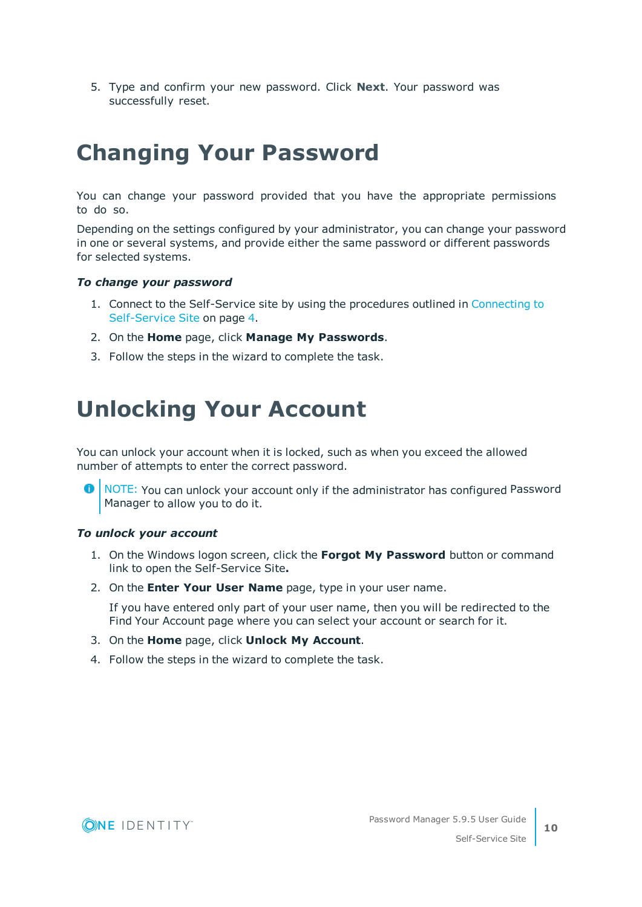5. Type and confirm your new password. Click **Next**. Your password was successfully reset.

# Changing Your Password

You can change your password provided that you have the appropriate permissions to do so.

Depending on the settings configured by your administrator, you can change your password in one or several systems, and provide either the same password or different passwords for selected systems.

***To change your password***

1. Connect to the Self-Service site by using the procedures outlined in Connecting to Self-Service Site on page 4.
2. On the **Home** page, click **Manage My Passwords**.
3. Follow the steps in the wizard to complete the task.

# Unlocking Your Account

You can unlock your account when it is locked, such as when you exceed the allowed number of attempts to enter the correct password.

> NOTE: You can unlock your account only if the administrator has configured Password Manager to allow you to do it.

***To unlock your account***

1. On the Windows logon screen, click the **Forgot My Password** button or command link to open the Self-Service Site**.**
2. On the **Enter Your User Name** page, type in your user name.

   If you have entered only part of your user name, then you will be redirected to the Find Your Account page where you can select your account or search for it.
3. On the **Home** page, click **Unlock My Account**.
4. Follow the steps in the wizard to complete the task.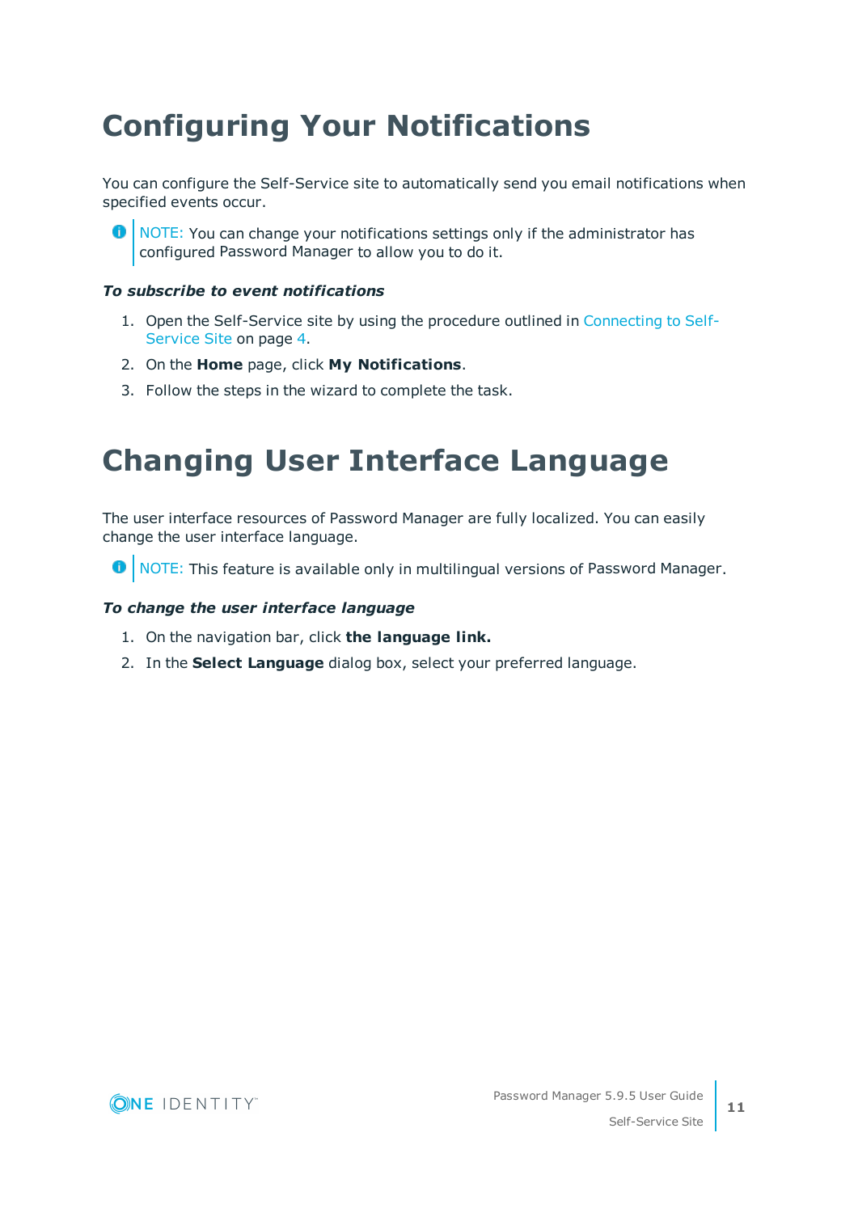# Configuring Your Notifications

You can configure the Self-Service site to automatically send you email notifications when specified events occur.

> NOTE: You can change your notifications settings only if the administrator has configured Password Manager to allow you to do it.

***To subscribe to event notifications***

1. Open the Self-Service site by using the procedure outlined in Connecting to Self-Service Site on page 4.
2. On the **Home** page, click **My Notifications**.
3. Follow the steps in the wizard to complete the task.

# Changing User Interface Language

The user interface resources of Password Manager are fully localized. You can easily change the user interface language.

> NOTE: This feature is available only in multilingual versions of Password Manager.

***To change the user interface language***

1. On the navigation bar, click **the language link.**
2. In the **Select Language** dialog box, select your preferred language.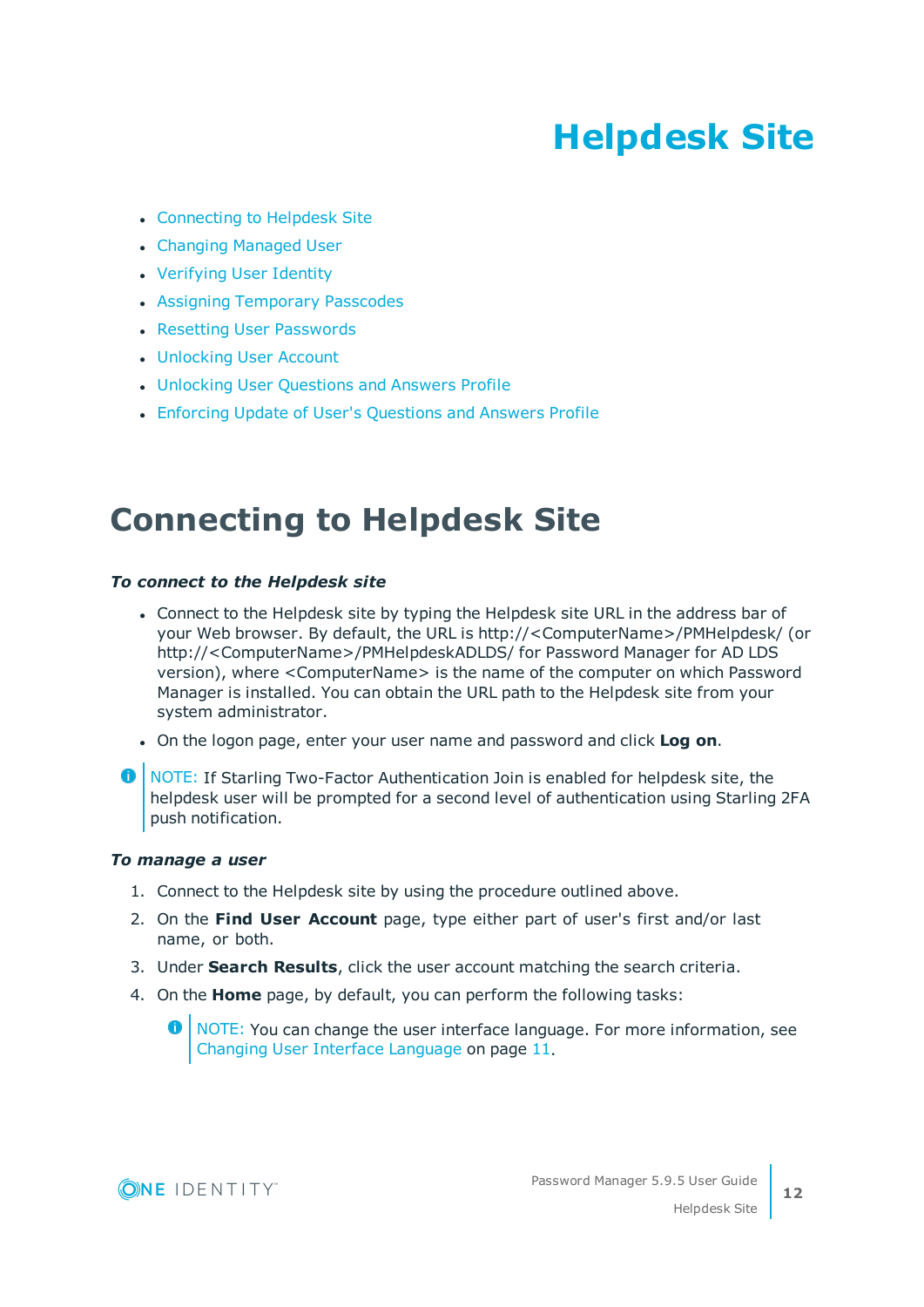# Helpdesk Site

- Connecting to Helpdesk Site
- Changing Managed User
- Verifying User Identity
- Assigning Temporary Passcodes
- Resetting User Passwords
- Unlocking User Account
- Unlocking User Questions and Answers Profile
- Enforcing Update of User's Questions and Answers Profile

## Connecting to Helpdesk Site

***To connect to the Helpdesk site***

- Connect to the Helpdesk site by typing the Helpdesk site URL in the address bar of your Web browser. By default, the URL is http://<ComputerName>/PMHelpdesk/ (or http://<ComputerName>/PMHelpdeskADLDS/ for Password Manager for AD LDS version), where <ComputerName> is the name of the computer on which Password Manager is installed. You can obtain the URL path to the Helpdesk site from your system administrator.
- On the logon page, enter your user name and password and click **Log on**.

> NOTE: If Starling Two-Factor Authentication Join is enabled for helpdesk site, the helpdesk user will be prompted for a second level of authentication using Starling 2FA push notification.

***To manage a user***

1. Connect to the Helpdesk site by using the procedure outlined above.
2. On the **Find User Account** page, type either part of user's first and/or last name, or both.
3. Under **Search Results**, click the user account matching the search criteria.
4. On the **Home** page, by default, you can perform the following tasks:

   > NOTE: You can change the user interface language. For more information, see Changing User Interface Language on page 11.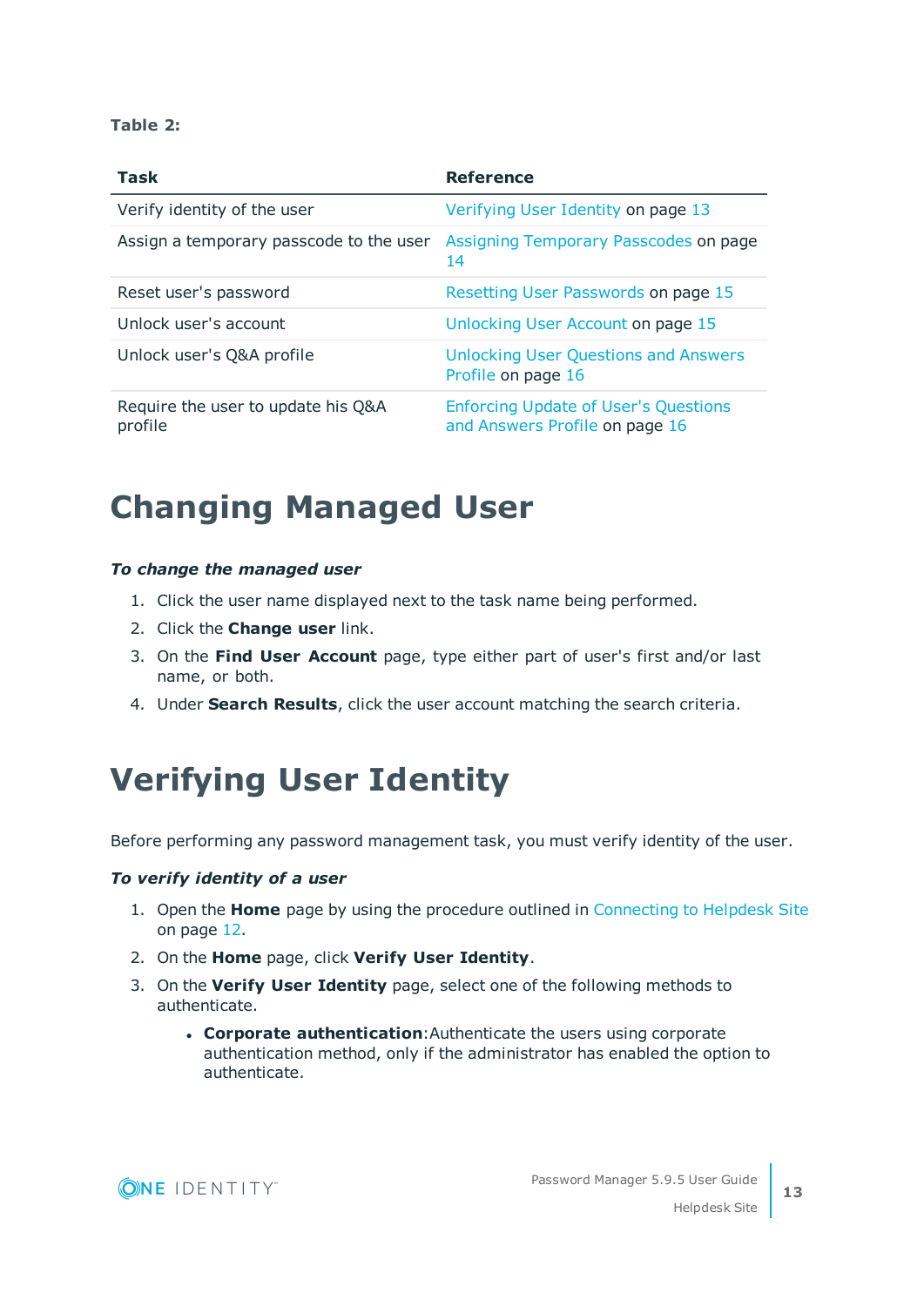**Table 2:**

| Task | Reference |
| --- | --- |
| Verify identity of the user | Verifying User Identity on page 13 |
| Assign a temporary passcode to the user | Assigning Temporary Passcodes on page 14 |
| Reset user's password | Resetting User Passwords on page 15 |
| Unlock user's account | Unlocking User Account on page 15 |
| Unlock user's Q&A profile | Unlocking User Questions and Answers Profile on page 16 |
| Require the user to update his Q&A profile | Enforcing Update of User's Questions and Answers Profile on page 16 |

# Changing Managed User

***To change the managed user***

1. Click the user name displayed next to the task name being performed.
2. Click the **Change user** link.
3. On the **Find User Account** page, type either part of user's first and/or last name, or both.
4. Under **Search Results**, click the user account matching the search criteria.

# Verifying User Identity

Before performing any password management task, you must verify identity of the user.

***To verify identity of a user***

1. Open the **Home** page by using the procedure outlined in Connecting to Helpdesk Site on page 12.
2. On the **Home** page, click **Verify User Identity**.
3. On the **Verify User Identity** page, select one of the following methods to authenticate.
   - **Corporate authentication**:Authenticate the users using corporate authentication method, only if the administrator has enabled the option to authenticate.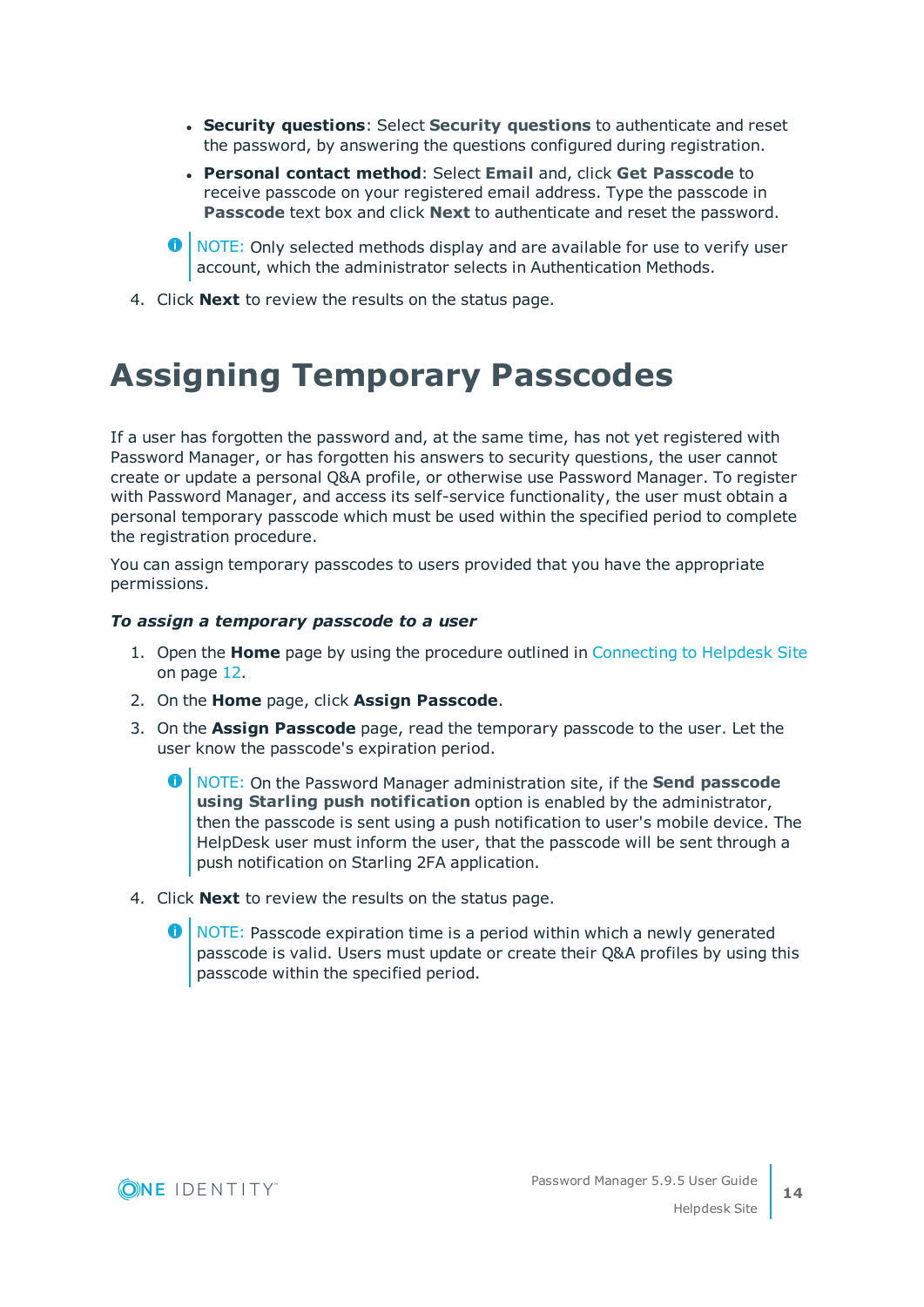- **Security questions**: Select **Security questions** to authenticate and reset the password, by answering the questions configured during registration.
- **Personal contact method**: Select **Email** and, click **Get Passcode** to receive passcode on your registered email address. Type the passcode in **Passcode** text box and click **Next** to authenticate and reset the password.

> NOTE: Only selected methods display and are available for use to verify user account, which the administrator selects in Authentication Methods.

4. Click **Next** to review the results on the status page.

# Assigning Temporary Passcodes

If a user has forgotten the password and, at the same time, has not yet registered with Password Manager, or has forgotten his answers to security questions, the user cannot create or update a personal Q&A profile, or otherwise use Password Manager. To register with Password Manager, and access its self-service functionality, the user must obtain a personal temporary passcode which must be used within the specified period to complete the registration procedure.

You can assign temporary passcodes to users provided that you have the appropriate permissions.

***To assign a temporary passcode to a user***

1. Open the **Home** page by using the procedure outlined in Connecting to Helpdesk Site on page 12.
2. On the **Home** page, click **Assign Passcode**.
3. On the **Assign Passcode** page, read the temporary passcode to the user. Let the user know the passcode's expiration period.

   > NOTE: On the Password Manager administration site, if the **Send passcode using Starling push notification** option is enabled by the administrator, then the passcode is sent using a push notification to user's mobile device. The HelpDesk user must inform the user, that the passcode will be sent through a push notification on Starling 2FA application.

4. Click **Next** to review the results on the status page.

   > NOTE: Passcode expiration time is a period within which a newly generated passcode is valid. Users must update or create their Q&A profiles by using this passcode within the specified period.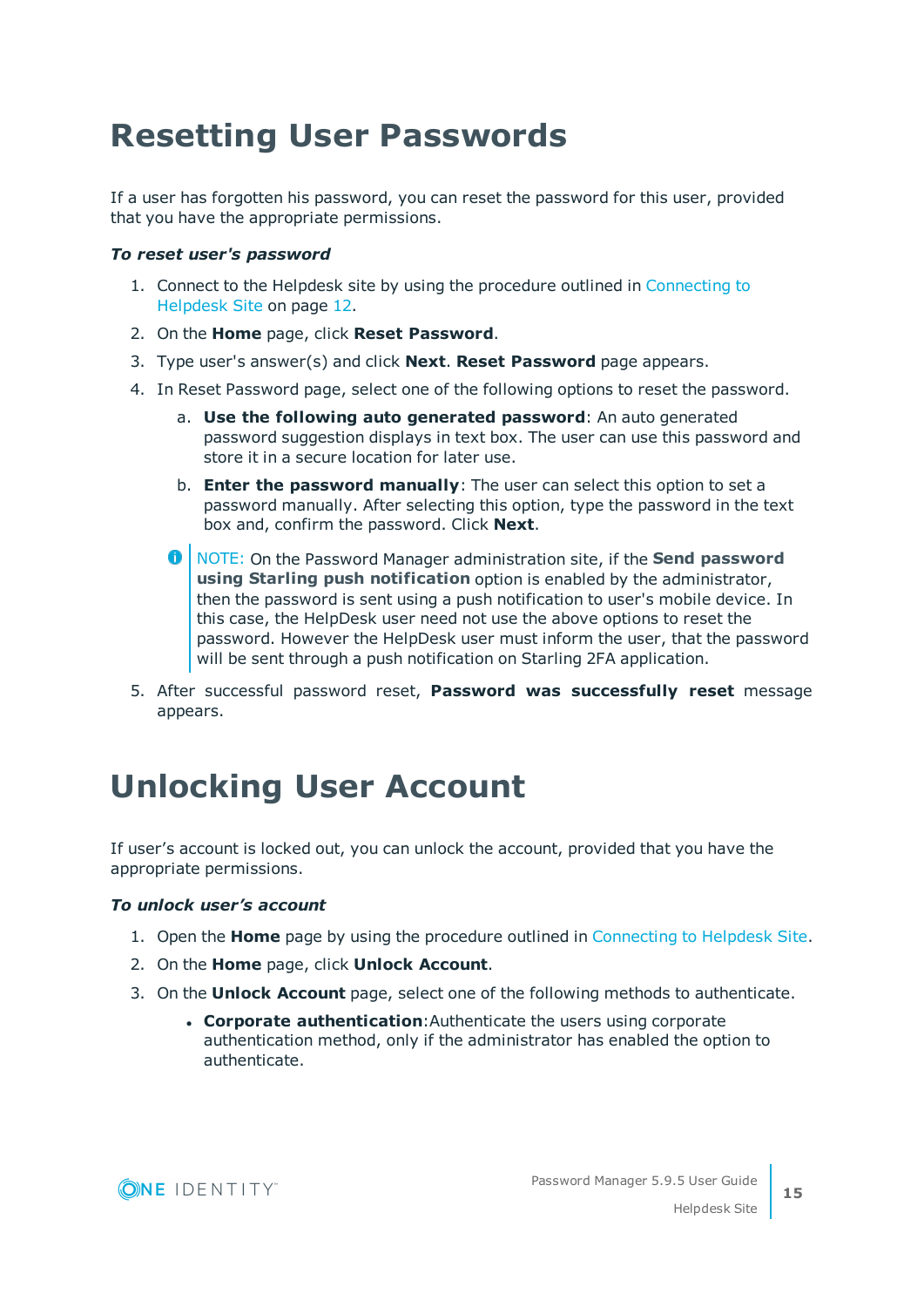# Resetting User Passwords

If a user has forgotten his password, you can reset the password for this user, provided that you have the appropriate permissions.

***To reset user's password***

1. Connect to the Helpdesk site by using the procedure outlined in Connecting to Helpdesk Site on page 12.
2. On the **Home** page, click **Reset Password**.
3. Type user's answer(s) and click **Next**. **Reset Password** page appears.
4. In Reset Password page, select one of the following options to reset the password.
   a. **Use the following auto generated password**: An auto generated password suggestion displays in text box. The user can use this password and store it in a secure location for later use.
   b. **Enter the password manually**: The user can select this option to set a password manually. After selecting this option, type the password in the text box and, confirm the password. Click **Next**.

   NOTE: On the Password Manager administration site, if the **Send password using Starling push notification** option is enabled by the administrator, then the password is sent using a push notification to user's mobile device. In this case, the HelpDesk user need not use the above options to reset the password. However the HelpDesk user must inform the user, that the password will be sent through a push notification on Starling 2FA application.

5. After successful password reset, **Password was successfully reset** message appears.

# Unlocking User Account

If user's account is locked out, you can unlock the account, provided that you have the appropriate permissions.

***To unlock user's account***

1. Open the **Home** page by using the procedure outlined in Connecting to Helpdesk Site.
2. On the **Home** page, click **Unlock Account**.
3. On the **Unlock Account** page, select one of the following methods to authenticate.
   - **Corporate authentication**:Authenticate the users using corporate authentication method, only if the administrator has enabled the option to authenticate.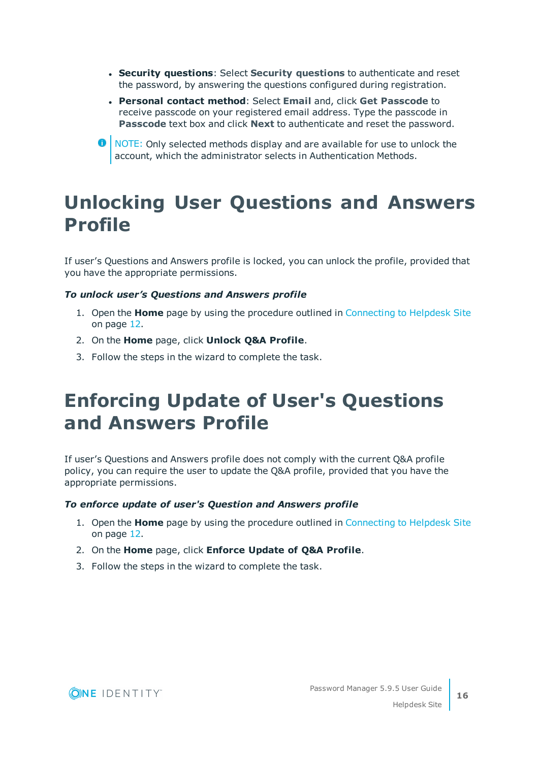- **Security questions**: Select **Security questions** to authenticate and reset the password, by answering the questions configured during registration.
- **Personal contact method**: Select **Email** and, click **Get Passcode** to receive passcode on your registered email address. Type the passcode in **Passcode** text box and click **Next** to authenticate and reset the password.

> NOTE: Only selected methods display and are available for use to unlock the account, which the administrator selects in Authentication Methods.

# Unlocking User Questions and Answers Profile

If user’s Questions and Answers profile is locked, you can unlock the profile, provided that you have the appropriate permissions.

***To unlock user’s Questions and Answers profile***

1. Open the **Home** page by using the procedure outlined in Connecting to Helpdesk Site on page 12.
2. On the **Home** page, click **Unlock Q&A Profile**.
3. Follow the steps in the wizard to complete the task.

# Enforcing Update of User's Questions and Answers Profile

If user’s Questions and Answers profile does not comply with the current Q&A profile policy, you can require the user to update the Q&A profile, provided that you have the appropriate permissions.

***To enforce update of user's Question and Answers profile***

1. Open the **Home** page by using the procedure outlined in Connecting to Helpdesk Site on page 12.
2. On the **Home** page, click **Enforce Update of Q&A Profile**.
3. Follow the steps in the wizard to complete the task.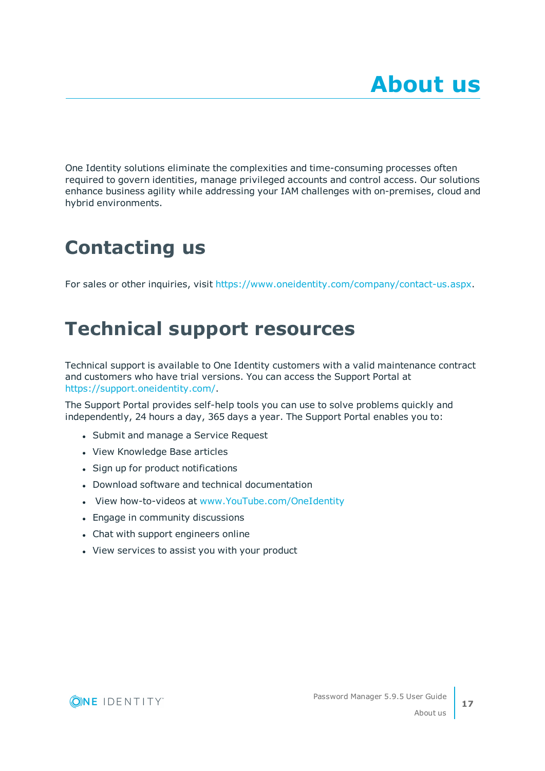# About us

One Identity solutions eliminate the complexities and time-consuming processes often required to govern identities, manage privileged accounts and control access. Our solutions enhance business agility while addressing your IAM challenges with on-premises, cloud and hybrid environments.

## Contacting us

For sales or other inquiries, visit https://www.oneidentity.com/company/contact-us.aspx.

## Technical support resources

Technical support is available to One Identity customers with a valid maintenance contract and customers who have trial versions. You can access the Support Portal at https://support.oneidentity.com/.

The Support Portal provides self-help tools you can use to solve problems quickly and independently, 24 hours a day, 365 days a year. The Support Portal enables you to:

- Submit and manage a Service Request
- View Knowledge Base articles
- Sign up for product notifications
- Download software and technical documentation
- View how-to-videos at www.YouTube.com/OneIdentity
- Engage in community discussions
- Chat with support engineers online
- View services to assist you with your product